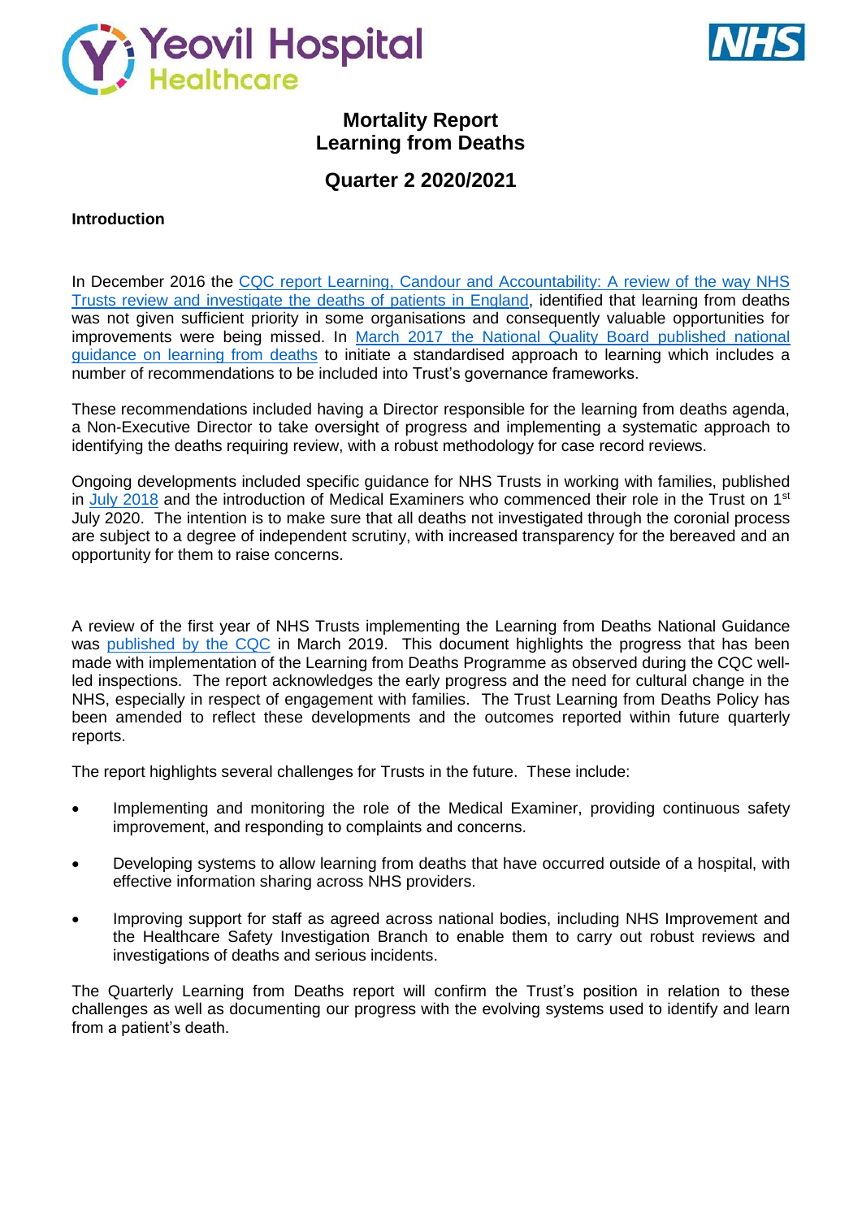Yeovil Hospital Healthcare

NHS

# Mortality Report
# Learning from Deaths

## Quarter 2 2020/2021

**Introduction**

In December 2016 the CQC report Learning, Candour and Accountability: A review of the way NHS Trusts review and investigate the deaths of patients in England, identified that learning from deaths was not given sufficient priority in some organisations and consequently valuable opportunities for improvements were being missed. In March 2017 the National Quality Board published national guidance on learning from deaths to initiate a standardised approach to learning which includes a number of recommendations to be included into Trust's governance frameworks.

These recommendations included having a Director responsible for the learning from deaths agenda, a Non-Executive Director to take oversight of progress and implementing a systematic approach to identifying the deaths requiring review, with a robust methodology for case record reviews.

Ongoing developments included specific guidance for NHS Trusts in working with families, published in July 2018 and the introduction of Medical Examiners who commenced their role in the Trust on 1st July 2020. The intention is to make sure that all deaths not investigated through the coronial process are subject to a degree of independent scrutiny, with increased transparency for the bereaved and an opportunity for them to raise concerns.

A review of the first year of NHS Trusts implementing the Learning from Deaths National Guidance was published by the CQC in March 2019. This document highlights the progress that has been made with implementation of the Learning from Deaths Programme as observed during the CQC well-led inspections. The report acknowledges the early progress and the need for cultural change in the NHS, especially in respect of engagement with families. The Trust Learning from Deaths Policy has been amended to reflect these developments and the outcomes reported within future quarterly reports.

The report highlights several challenges for Trusts in the future. These include:

- Implementing and monitoring the role of the Medical Examiner, providing continuous safety improvement, and responding to complaints and concerns.
- Developing systems to allow learning from deaths that have occurred outside of a hospital, with effective information sharing across NHS providers.
- Improving support for staff as agreed across national bodies, including NHS Improvement and the Healthcare Safety Investigation Branch to enable them to carry out robust reviews and investigations of deaths and serious incidents.

The Quarterly Learning from Deaths report will confirm the Trust's position in relation to these challenges as well as documenting our progress with the evolving systems used to identify and learn from a patient's death.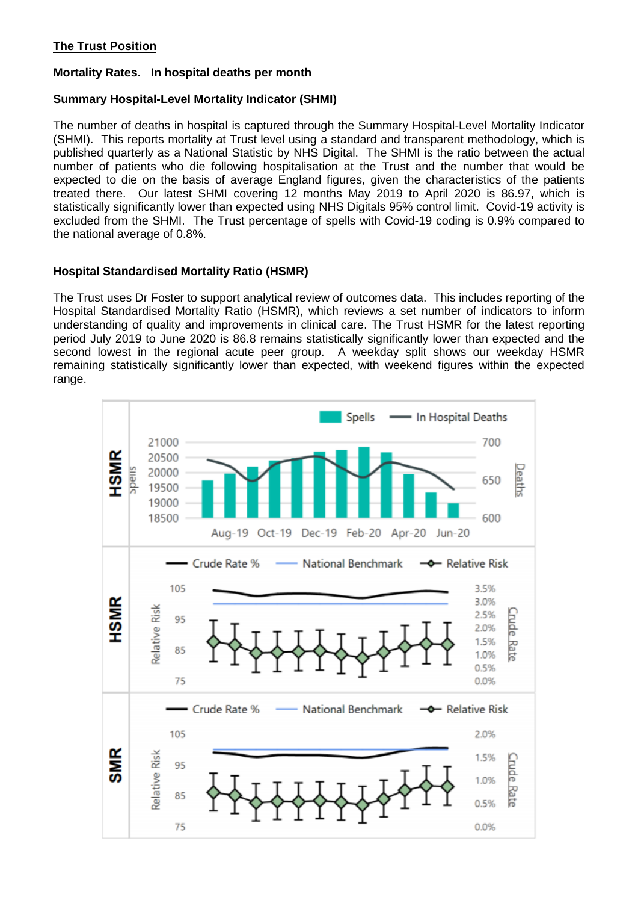## The Trust Position

### Mortality Rates. In hospital deaths per month

### Summary Hospital-Level Mortality Indicator (SHMI)

The number of deaths in hospital is captured through the Summary Hospital-Level Mortality Indicator (SHMI). This reports mortality at Trust level using a standard and transparent methodology, which is published quarterly as a National Statistic by NHS Digital. The SHMI is the ratio between the actual number of patients who die following hospitalisation at the Trust and the number that would be expected to die on the basis of average England figures, given the characteristics of the patients treated there. Our latest SHMI covering 12 months May 2019 to April 2020 is 86.97, which is statistically significantly lower than expected using NHS Digitals 95% control limit. Covid-19 activity is excluded from the SHMI. The Trust percentage of spells with Covid-19 coding is 0.9% compared to the national average of 0.8%.

### Hospital Standardised Mortality Ratio (HSMR)

The Trust uses Dr Foster to support analytical review of outcomes data. This includes reporting of the Hospital Standardised Mortality Ratio (HSMR), which reviews a set number of indicators to inform understanding of quality and improvements in clinical care. The Trust HSMR for the latest reporting period July 2019 to June 2020 is 86.8 remains statistically significantly lower than expected and the second lowest in the regional acute peer group. A weekday split shows our weekday HSMR remaining statistically significantly lower than expected, with weekend figures within the expected range.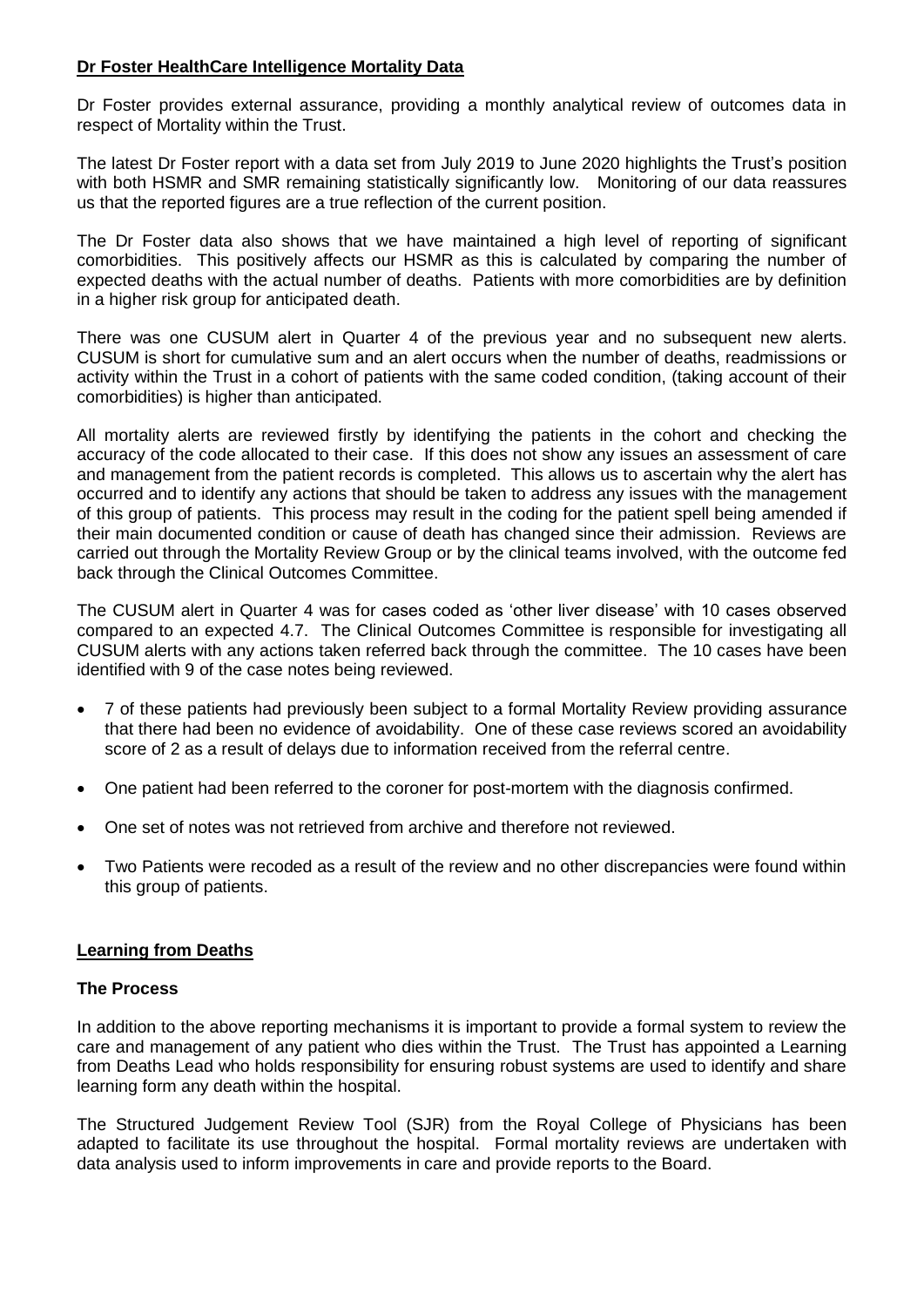**Dr Foster HealthCare Intelligence Mortality Data**

Dr Foster provides external assurance, providing a monthly analytical review of outcomes data in respect of Mortality within the Trust.

The latest Dr Foster report with a data set from July 2019 to June 2020 highlights the Trust's position with both HSMR and SMR remaining statistically significantly low. Monitoring of our data reassures us that the reported figures are a true reflection of the current position.

The Dr Foster data also shows that we have maintained a high level of reporting of significant comorbidities. This positively affects our HSMR as this is calculated by comparing the number of expected deaths with the actual number of deaths. Patients with more comorbidities are by definition in a higher risk group for anticipated death.

There was one CUSUM alert in Quarter 4 of the previous year and no subsequent new alerts. CUSUM is short for cumulative sum and an alert occurs when the number of deaths, readmissions or activity within the Trust in a cohort of patients with the same coded condition, (taking account of their comorbidities) is higher than anticipated.

All mortality alerts are reviewed firstly by identifying the patients in the cohort and checking the accuracy of the code allocated to their case. If this does not show any issues an assessment of care and management from the patient records is completed. This allows us to ascertain why the alert has occurred and to identify any actions that should be taken to address any issues with the management of this group of patients. This process may result in the coding for the patient spell being amended if their main documented condition or cause of death has changed since their admission. Reviews are carried out through the Mortality Review Group or by the clinical teams involved, with the outcome fed back through the Clinical Outcomes Committee.

The CUSUM alert in Quarter 4 was for cases coded as 'other liver disease' with 10 cases observed compared to an expected 4.7. The Clinical Outcomes Committee is responsible for investigating all CUSUM alerts with any actions taken referred back through the committee. The 10 cases have been identified with 9 of the case notes being reviewed.

- 7 of these patients had previously been subject to a formal Mortality Review providing assurance that there had been no evidence of avoidability. One of these case reviews scored an avoidability score of 2 as a result of delays due to information received from the referral centre.
- One patient had been referred to the coroner for post-mortem with the diagnosis confirmed.
- One set of notes was not retrieved from archive and therefore not reviewed.
- Two Patients were recoded as a result of the review and no other discrepancies were found within this group of patients.

**Learning from Deaths**

**The Process**

In addition to the above reporting mechanisms it is important to provide a formal system to review the care and management of any patient who dies within the Trust. The Trust has appointed a Learning from Deaths Lead who holds responsibility for ensuring robust systems are used to identify and share learning form any death within the hospital.

The Structured Judgement Review Tool (SJR) from the Royal College of Physicians has been adapted to facilitate its use throughout the hospital. Formal mortality reviews are undertaken with data analysis used to inform improvements in care and provide reports to the Board.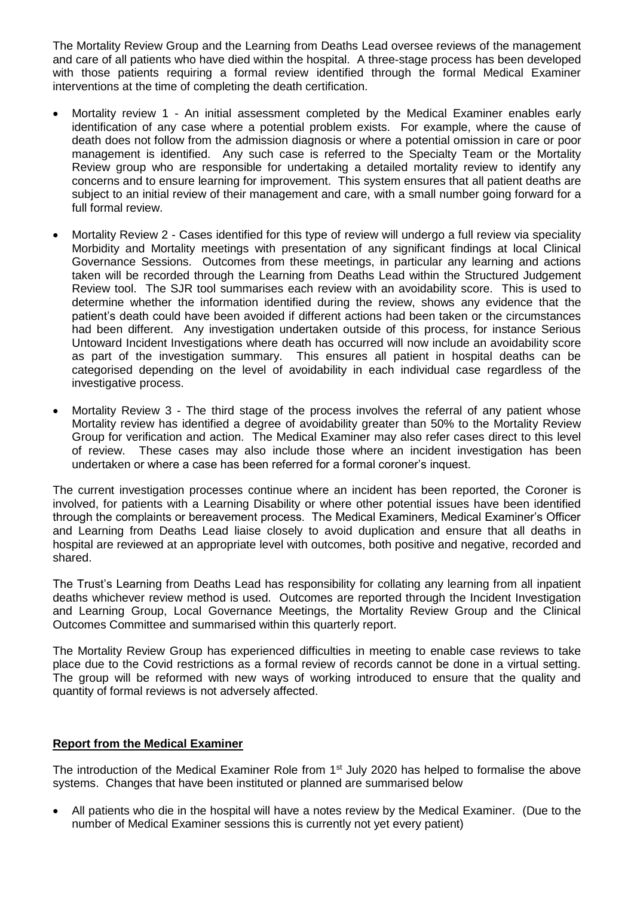The Mortality Review Group and the Learning from Deaths Lead oversee reviews of the management and care of all patients who have died within the hospital. A three-stage process has been developed with those patients requiring a formal review identified through the formal Medical Examiner interventions at the time of completing the death certification.

- Mortality review 1 - An initial assessment completed by the Medical Examiner enables early identification of any case where a potential problem exists. For example, where the cause of death does not follow from the admission diagnosis or where a potential omission in care or poor management is identified. Any such case is referred to the Specialty Team or the Mortality Review group who are responsible for undertaking a detailed mortality review to identify any concerns and to ensure learning for improvement. This system ensures that all patient deaths are subject to an initial review of their management and care, with a small number going forward for a full formal review.
- Mortality Review 2 - Cases identified for this type of review will undergo a full review via speciality Morbidity and Mortality meetings with presentation of any significant findings at local Clinical Governance Sessions. Outcomes from these meetings, in particular any learning and actions taken will be recorded through the Learning from Deaths Lead within the Structured Judgement Review tool. The SJR tool summarises each review with an avoidability score. This is used to determine whether the information identified during the review, shows any evidence that the patient's death could have been avoided if different actions had been taken or the circumstances had been different. Any investigation undertaken outside of this process, for instance Serious Untoward Incident Investigations where death has occurred will now include an avoidability score as part of the investigation summary. This ensures all patient in hospital deaths can be categorised depending on the level of avoidability in each individual case regardless of the investigative process.
- Mortality Review 3 - The third stage of the process involves the referral of any patient whose Mortality review has identified a degree of avoidability greater than 50% to the Mortality Review Group for verification and action. The Medical Examiner may also refer cases direct to this level of review. These cases may also include those where an incident investigation has been undertaken or where a case has been referred for a formal coroner's inquest.

The current investigation processes continue where an incident has been reported, the Coroner is involved, for patients with a Learning Disability or where other potential issues have been identified through the complaints or bereavement process. The Medical Examiners, Medical Examiner's Officer and Learning from Deaths Lead liaise closely to avoid duplication and ensure that all deaths in hospital are reviewed at an appropriate level with outcomes, both positive and negative, recorded and shared.

The Trust's Learning from Deaths Lead has responsibility for collating any learning from all inpatient deaths whichever review method is used. Outcomes are reported through the Incident Investigation and Learning Group, Local Governance Meetings, the Mortality Review Group and the Clinical Outcomes Committee and summarised within this quarterly report.

The Mortality Review Group has experienced difficulties in meeting to enable case reviews to take place due to the Covid restrictions as a formal review of records cannot be done in a virtual setting. The group will be reformed with new ways of working introduced to ensure that the quality and quantity of formal reviews is not adversely affected.

**Report from the Medical Examiner**

The introduction of the Medical Examiner Role from 1st July 2020 has helped to formalise the above systems. Changes that have been instituted or planned are summarised below

- All patients who die in the hospital will have a notes review by the Medical Examiner. (Due to the number of Medical Examiner sessions this is currently not yet every patient)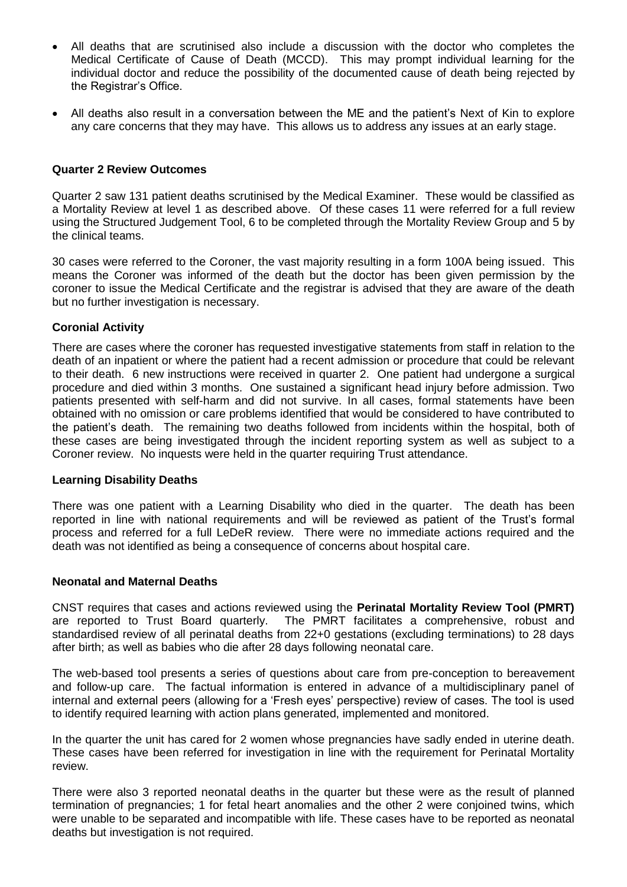- All deaths that are scrutinised also include a discussion with the doctor who completes the Medical Certificate of Cause of Death (MCCD). This may prompt individual learning for the individual doctor and reduce the possibility of the documented cause of death being rejected by the Registrar's Office.
- All deaths also result in a conversation between the ME and the patient's Next of Kin to explore any care concerns that they may have. This allows us to address any issues at an early stage.

**Quarter 2 Review Outcomes**

Quarter 2 saw 131 patient deaths scrutinised by the Medical Examiner. These would be classified as a Mortality Review at level 1 as described above. Of these cases 11 were referred for a full review using the Structured Judgement Tool, 6 to be completed through the Mortality Review Group and 5 by the clinical teams.

30 cases were referred to the Coroner, the vast majority resulting in a form 100A being issued. This means the Coroner was informed of the death but the doctor has been given permission by the coroner to issue the Medical Certificate and the registrar is advised that they are aware of the death but no further investigation is necessary.

**Coronial Activity**

There are cases where the coroner has requested investigative statements from staff in relation to the death of an inpatient or where the patient had a recent admission or procedure that could be relevant to their death. 6 new instructions were received in quarter 2. One patient had undergone a surgical procedure and died within 3 months. One sustained a significant head injury before admission. Two patients presented with self-harm and did not survive. In all cases, formal statements have been obtained with no omission or care problems identified that would be considered to have contributed to the patient's death. The remaining two deaths followed from incidents within the hospital, both of these cases are being investigated through the incident reporting system as well as subject to a Coroner review. No inquests were held in the quarter requiring Trust attendance.

**Learning Disability Deaths**

There was one patient with a Learning Disability who died in the quarter. The death has been reported in line with national requirements and will be reviewed as patient of the Trust's formal process and referred for a full LeDeR review. There were no immediate actions required and the death was not identified as being a consequence of concerns about hospital care.

**Neonatal and Maternal Deaths**

CNST requires that cases and actions reviewed using the **Perinatal Mortality Review Tool (PMRT)** are reported to Trust Board quarterly. The PMRT facilitates a comprehensive, robust and standardised review of all perinatal deaths from 22+0 gestations (excluding terminations) to 28 days after birth; as well as babies who die after 28 days following neonatal care.

The web-based tool presents a series of questions about care from pre-conception to bereavement and follow-up care. The factual information is entered in advance of a multidisciplinary panel of internal and external peers (allowing for a 'Fresh eyes' perspective) review of cases. The tool is used to identify required learning with action plans generated, implemented and monitored.

In the quarter the unit has cared for 2 women whose pregnancies have sadly ended in uterine death. These cases have been referred for investigation in line with the requirement for Perinatal Mortality review.

There were also 3 reported neonatal deaths in the quarter but these were as the result of planned termination of pregnancies; 1 for fetal heart anomalies and the other 2 were conjoined twins, which were unable to be separated and incompatible with life. These cases have to be reported as neonatal deaths but investigation is not required.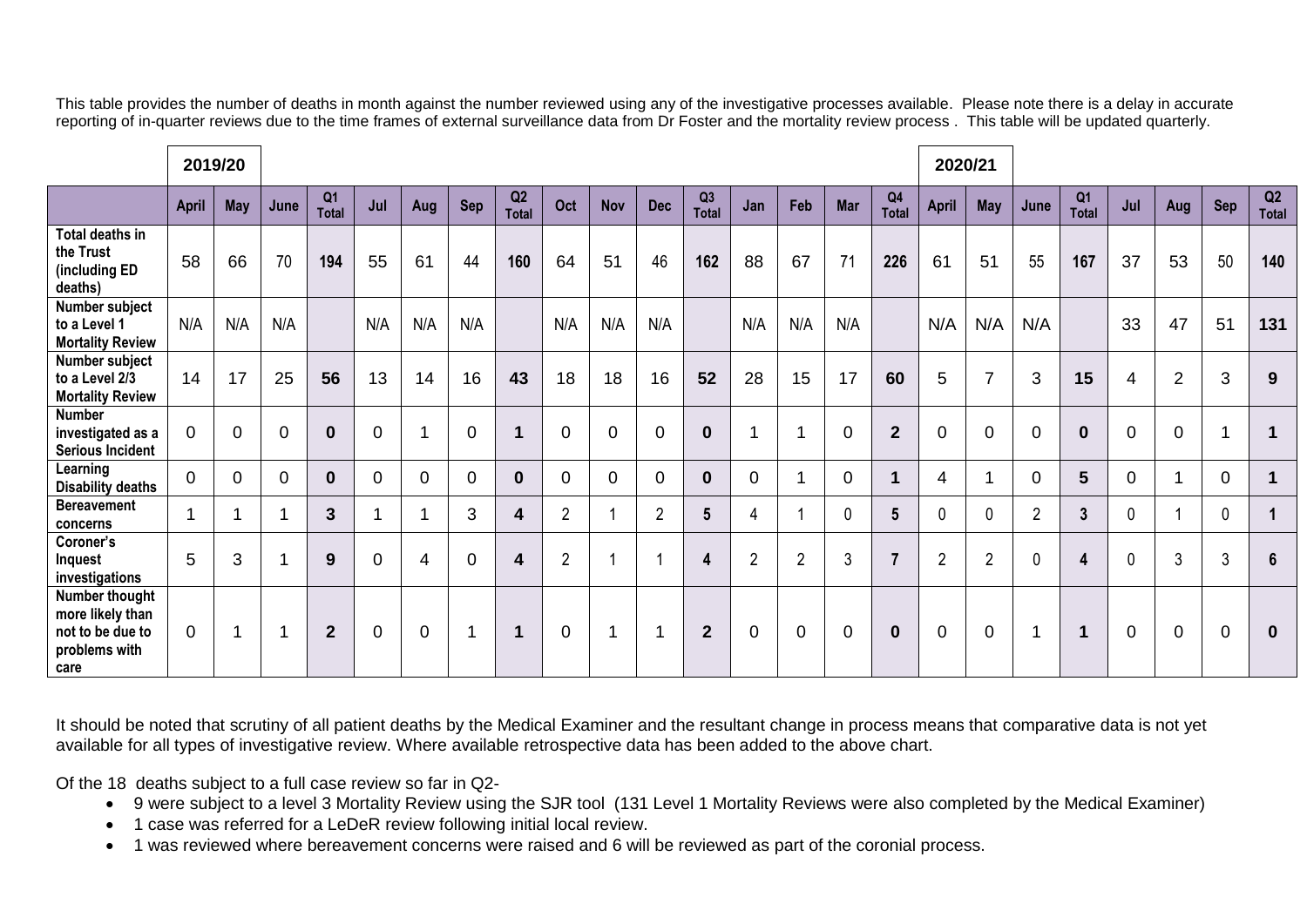This table provides the number of deaths in month against the number reviewed using any of the investigative processes available. Please note there is a delay in accurate reporting of in-quarter reviews due to the time frames of external surveillance data from Dr Foster and the mortality review process . This table will be updated quarterly.

| | 2019/20 | | | | | | | | | | | | | | | | 2020/21 | | | | | | | |
|---|---|---|---|---|---|---|---|---|---|---|---|---|---|---|---|---|---|---|---|---|---|---|---|---|
| | April | May | June | Q1 Total | Jul | Aug | Sep | Q2 Total | Oct | Nov | Dec | Q3 Total | Jan | Feb | Mar | Q4 Total | April | May | June | Q1 Total | Jul | Aug | Sep | Q2 Total |
| **Total deaths in the Trust (including ED deaths)** | 58 | 66 | 70 | **194** | 55 | 61 | 44 | **160** | 64 | 51 | 46 | **162** | 88 | 67 | 71 | **226** | 61 | 51 | 55 | **167** | 37 | 53 | 50 | **140** |
| **Number subject to a Level 1 Mortality Review** | N/A | N/A | N/A | | N/A | N/A | N/A | | N/A | N/A | N/A | | N/A | N/A | N/A | | N/A | N/A | N/A | | 33 | 47 | 51 | **131** |
| **Number subject to a Level 2/3 Mortality Review** | 14 | 17 | 25 | **56** | 13 | 14 | 16 | **43** | 18 | 18 | 16 | **52** | 28 | 15 | 17 | **60** | 5 | 7 | 3 | **15** | 4 | 2 | 3 | **9** |
| **Number investigated as a Serious Incident** | 0 | 0 | 0 | **0** | 0 | 1 | 0 | **1** | 0 | 0 | 0 | **0** | 1 | 1 | 0 | **2** | 0 | 0 | 0 | **0** | 0 | 0 | 1 | **1** |
| **Learning Disability deaths** | 0 | 0 | 0 | **0** | 0 | 0 | 0 | **0** | 0 | 0 | 0 | **0** | 0 | 1 | 0 | **1** | 4 | 1 | 0 | **5** | 0 | 1 | 0 | **1** |
| **Bereavement concerns** | 1 | 1 | 1 | **3** | 1 | 1 | 3 | **4** | 2 | 1 | 2 | **5** | 4 | 1 | 0 | **5** | 0 | 0 | 2 | **3** | 0 | 1 | 0 | **1** |
| **Coroner's Inquest investigations** | 5 | 3 | 1 | **9** | 0 | 4 | 0 | **4** | 2 | 1 | 1 | **4** | 2 | 2 | 3 | **7** | 2 | 2 | 0 | **4** | 0 | 3 | 3 | **6** |
| **Number thought more likely than not to be due to problems with care** | 0 | 1 | 1 | **2** | 0 | 0 | 1 | **1** | 0 | 1 | 1 | **2** | 0 | 0 | 0 | **0** | 0 | 0 | 1 | **1** | 0 | 0 | 0 | **0** |

It should be noted that scrutiny of all patient deaths by the Medical Examiner and the resultant change in process means that comparative data is not yet available for all types of investigative review. Where available retrospective data has been added to the above chart.

Of the 18 deaths subject to a full case review so far in Q2-

- 9 were subject to a level 3 Mortality Review using the SJR tool (131 Level 1 Mortality Reviews were also completed by the Medical Examiner)
- 1 case was referred for a LeDeR review following initial local review.
- 1 was reviewed where bereavement concerns were raised and 6 will be reviewed as part of the coronial process.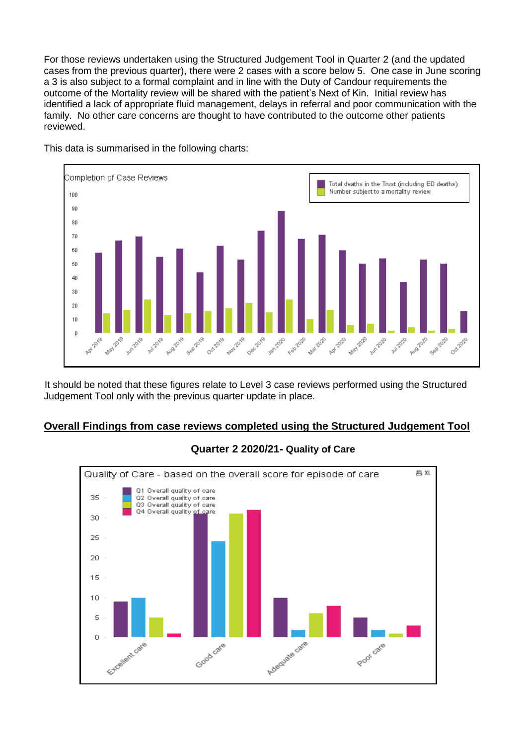For those reviews undertaken using the Structured Judgement Tool in Quarter 2 (and the updated cases from the previous quarter), there were 2 cases with a score below 5. One case in June scoring a 3 is also subject to a formal complaint and in line with the Duty of Candour requirements the outcome of the Mortality review will be shared with the patient's Next of Kin. Initial review has identified a lack of appropriate fluid management, delays in referral and poor communication with the family. No other care concerns are thought to have contributed to the outcome other patients reviewed.

This data is summarised in the following charts:

It should be noted that these figures relate to Level 3 case reviews performed using the Structured Judgement Tool only with the previous quarter update in place.

## Overall Findings from case reviews completed using the Structured Judgement Tool

### Quarter 2 2020/21- Quality of Care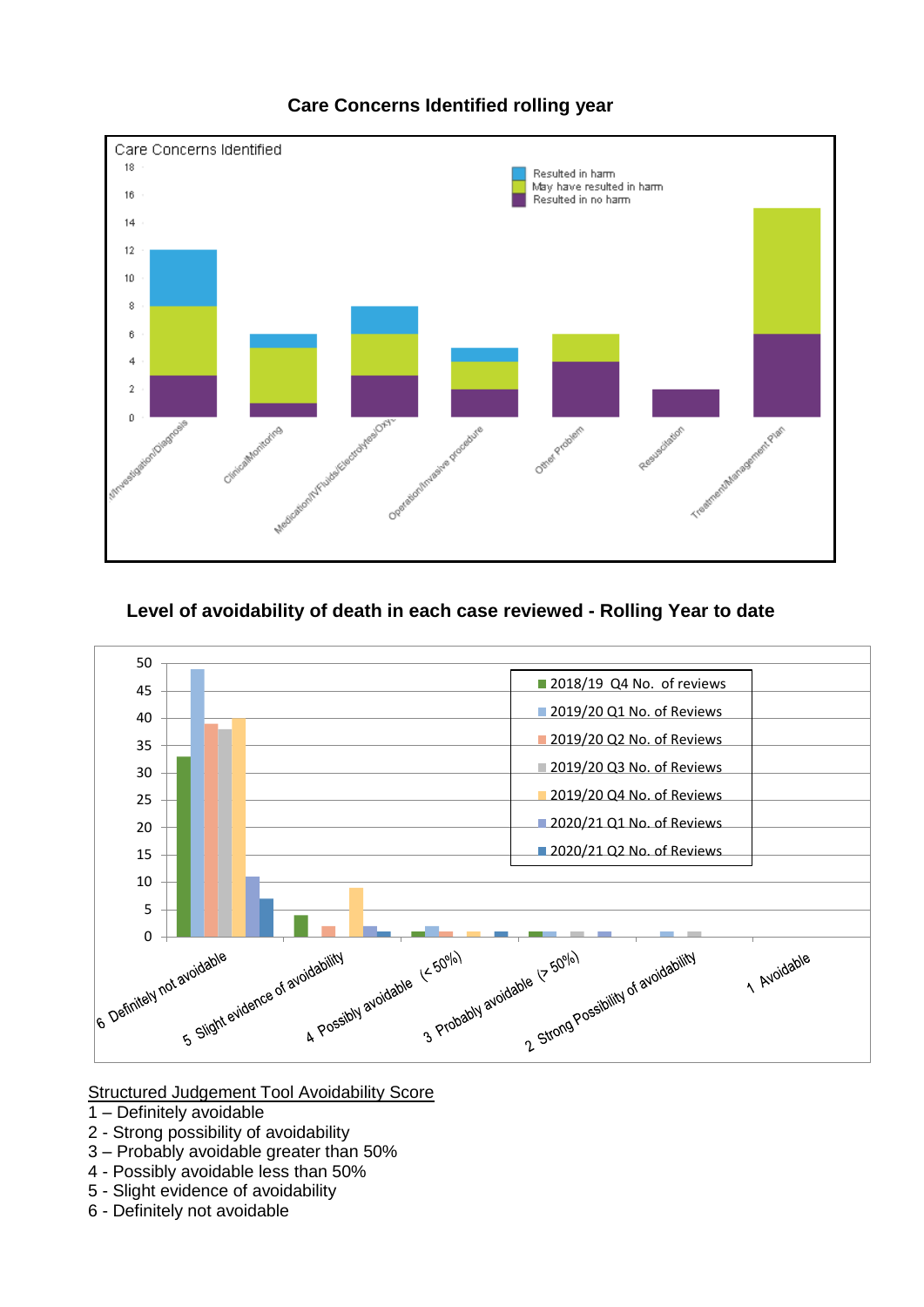## Care Concerns Identified rolling year

## Level of avoidability of death in each case reviewed - Rolling Year to date

Structured Judgement Tool Avoidability Score

1 – Definitely avoidable
2 - Strong possibility of avoidability
3 – Probably avoidable greater than 50%
4 - Possibly avoidable less than 50%
5 - Slight evidence of avoidability
6 - Definitely not avoidable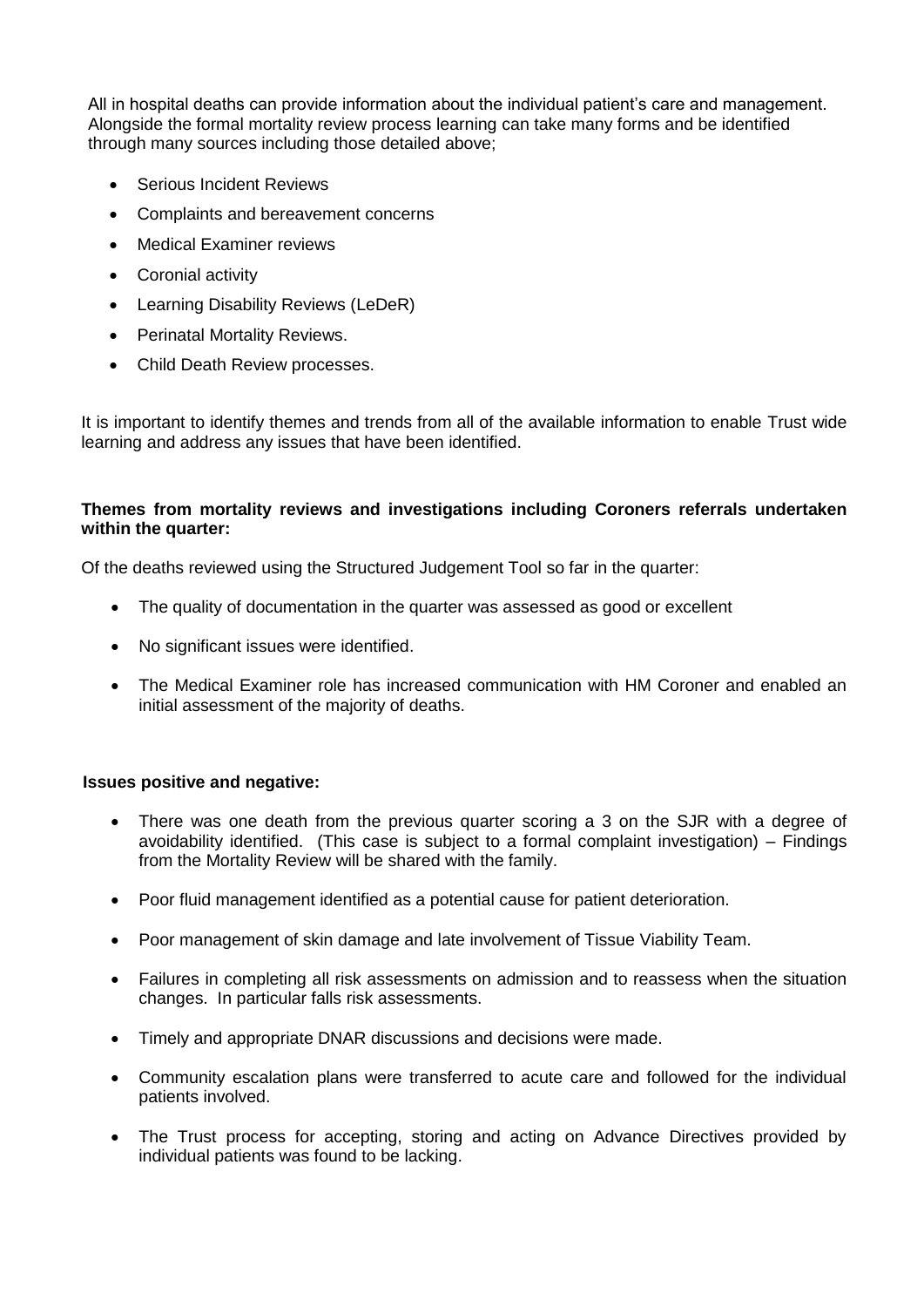All in hospital deaths can provide information about the individual patient's care and management. Alongside the formal mortality review process learning can take many forms and be identified through many sources including those detailed above;

- Serious Incident Reviews
- Complaints and bereavement concerns
- Medical Examiner reviews
- Coronial activity
- Learning Disability Reviews (LeDeR)
- Perinatal Mortality Reviews.
- Child Death Review processes.

It is important to identify themes and trends from all of the available information to enable Trust wide learning and address any issues that have been identified.

**Themes from mortality reviews and investigations including Coroners referrals undertaken within the quarter:**

Of the deaths reviewed using the Structured Judgement Tool so far in the quarter:

- The quality of documentation in the quarter was assessed as good or excellent
- No significant issues were identified.
- The Medical Examiner role has increased communication with HM Coroner and enabled an initial assessment of the majority of deaths.

**Issues positive and negative:**

- There was one death from the previous quarter scoring a 3 on the SJR with a degree of avoidability identified. (This case is subject to a formal complaint investigation) – Findings from the Mortality Review will be shared with the family.
- Poor fluid management identified as a potential cause for patient deterioration.
- Poor management of skin damage and late involvement of Tissue Viability Team.
- Failures in completing all risk assessments on admission and to reassess when the situation changes. In particular falls risk assessments.
- Timely and appropriate DNAR discussions and decisions were made.
- Community escalation plans were transferred to acute care and followed for the individual patients involved.
- The Trust process for accepting, storing and acting on Advance Directives provided by individual patients was found to be lacking.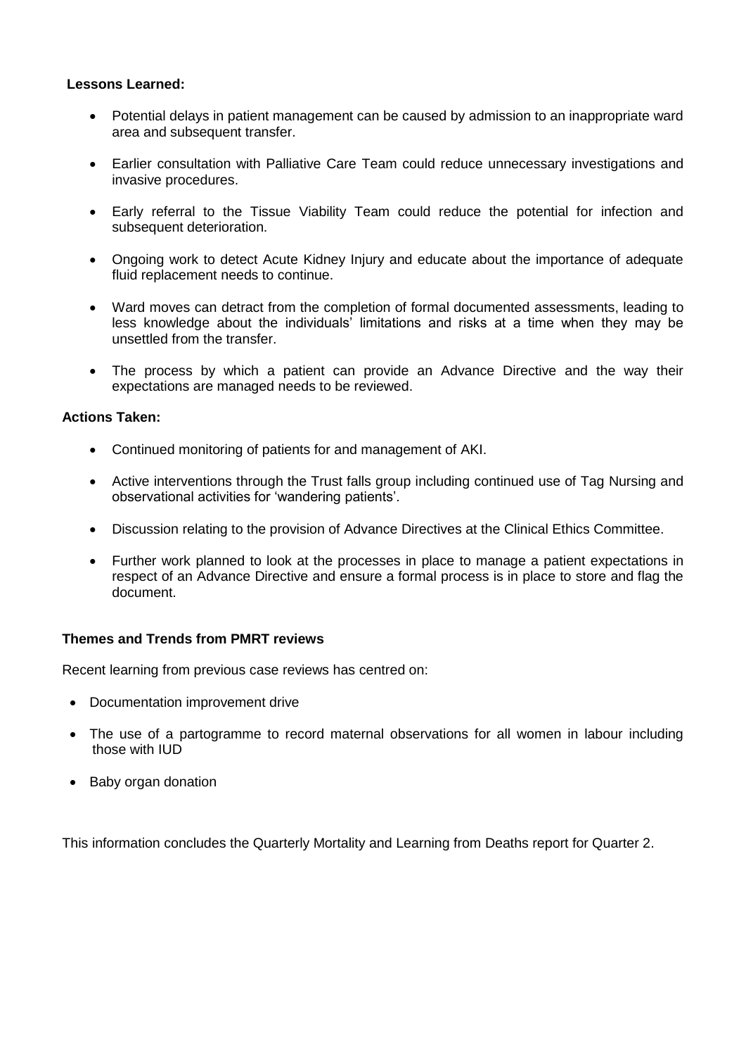**Lessons Learned:**

- Potential delays in patient management can be caused by admission to an inappropriate ward area and subsequent transfer.
- Earlier consultation with Palliative Care Team could reduce unnecessary investigations and invasive procedures.
- Early referral to the Tissue Viability Team could reduce the potential for infection and subsequent deterioration.
- Ongoing work to detect Acute Kidney Injury and educate about the importance of adequate fluid replacement needs to continue.
- Ward moves can detract from the completion of formal documented assessments, leading to less knowledge about the individuals' limitations and risks at a time when they may be unsettled from the transfer.
- The process by which a patient can provide an Advance Directive and the way their expectations are managed needs to be reviewed.

**Actions Taken:**

- Continued monitoring of patients for and management of AKI.
- Active interventions through the Trust falls group including continued use of Tag Nursing and observational activities for 'wandering patients'.
- Discussion relating to the provision of Advance Directives at the Clinical Ethics Committee.
- Further work planned to look at the processes in place to manage a patient expectations in respect of an Advance Directive and ensure a formal process is in place to store and flag the document.

**Themes and Trends from PMRT reviews**

Recent learning from previous case reviews has centred on:

- Documentation improvement drive
- The use of a partogramme to record maternal observations for all women in labour including those with IUD
- Baby organ donation

This information concludes the Quarterly Mortality and Learning from Deaths report for Quarter 2.